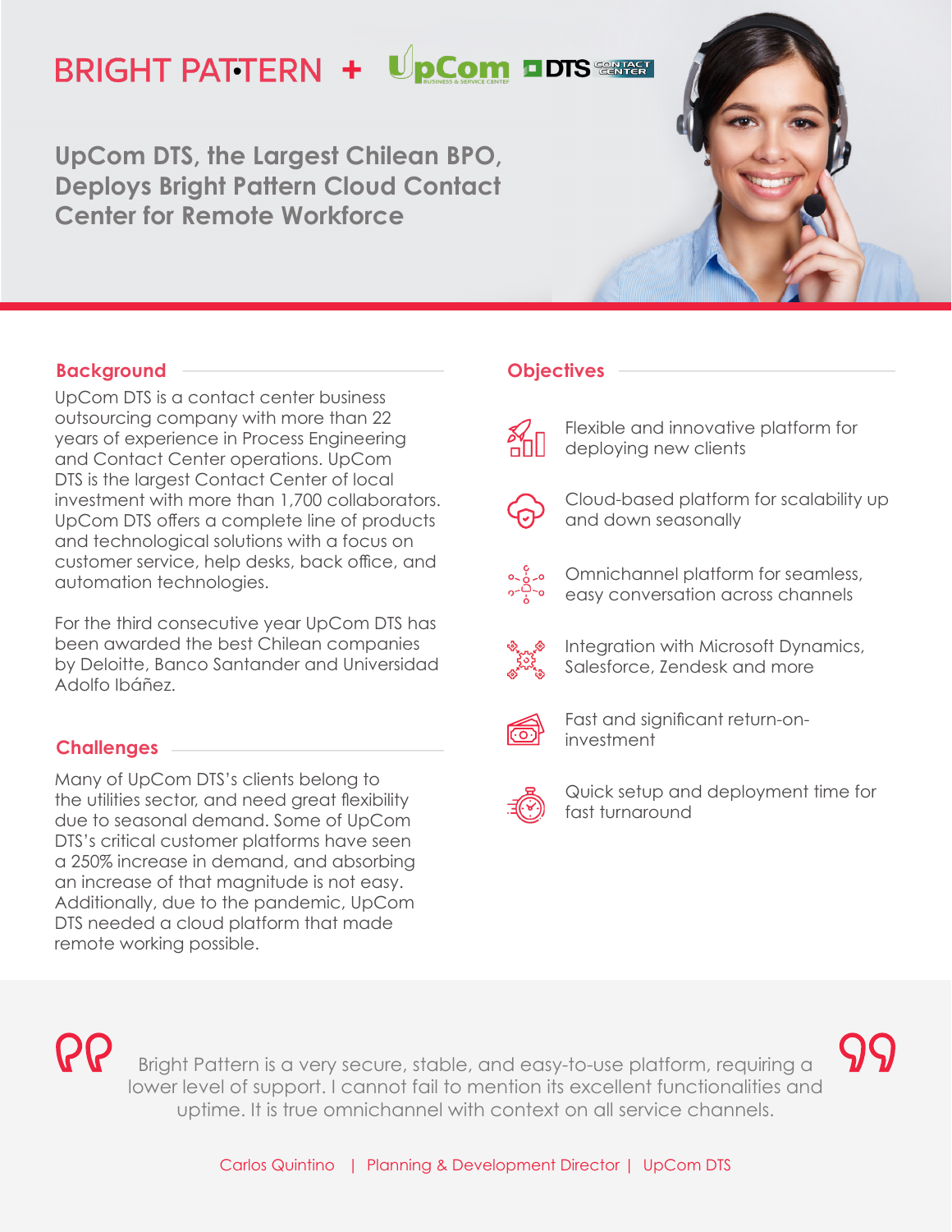BRIGHT PATTERN + UpCom DTS CONTACT CENTER

# UpCom DTS, the Largest Chilean BPO, Deploys Bright Pattern Cloud Contact Center for Remote Workforce

## Background

UpCom DTS is a contact center business outsourcing company with more than 22 years of experience in Process Engineering and Contact Center operations. UpCom DTS is the largest Contact Center of local investment with more than 1,700 collaborators. UpCom DTS offers a complete line of products and technological solutions with a focus on customer service, help desks, back office, and automation technologies.

For the third consecutive year UpCom DTS has been awarded the best Chilean companies by Deloitte, Banco Santander and Universidad Adolfo Ibáñez.

## Challenges

Many of UpCom DTS's clients belong to the utilities sector, and need great flexibility due to seasonal demand. Some of UpCom DTS's critical customer platforms have seen a 250% increase in demand, and absorbing an increase of that magnitude is not easy. Additionally, due to the pandemic, UpCom DTS needed a cloud platform that made remote working possible.

## Objectives

- Flexible and innovative platform for deploying new clients
- Cloud-based platform for scalability up and down seasonally
- Omnichannel platform for seamless, easy conversation across channels
- Integration with Microsoft Dynamics, Salesforce, Zendesk and more
- Fast and significant return-on-investment
- Quick setup and deployment time for fast turnaround

> Bright Pattern is a very secure, stable, and easy-to-use platform, requiring a lower level of support. I cannot fail to mention its excellent functionalities and uptime. It is true omnichannel with context on all service channels.

Carlos Quintino | Planning & Development Director | UpCom DTS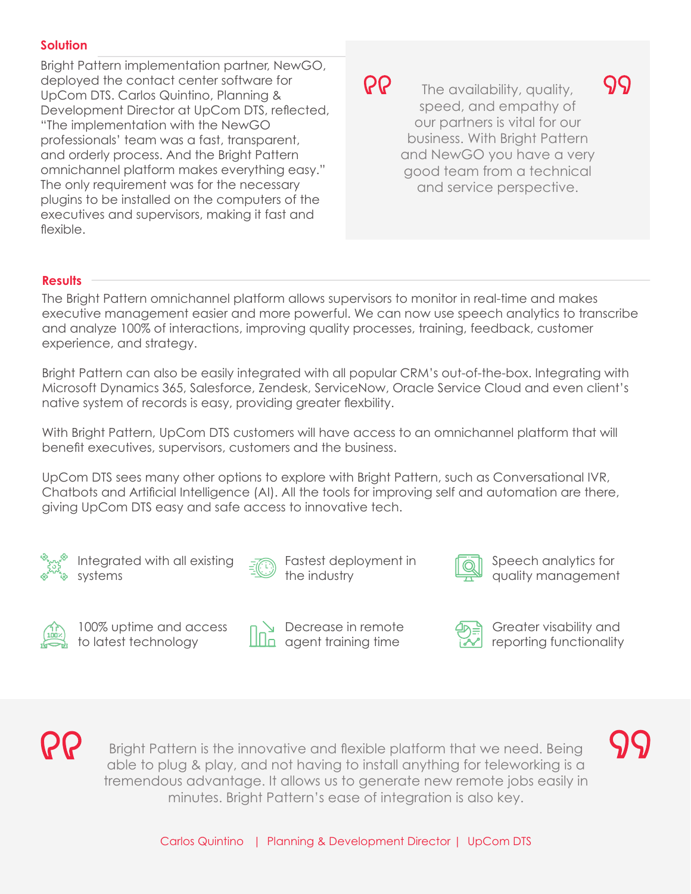## Solution

Bright Pattern implementation partner, NewGO, deployed the contact center software for UpCom DTS. Carlos Quintino, Planning & Development Director at UpCom DTS, reflected, "The implementation with the NewGO professionals' team was a fast, transparent, and orderly process. And the Bright Pattern omnichannel platform makes everything easy." The only requirement was for the necessary plugins to be installed on the computers of the executives and supervisors, making it fast and flexible.

> The availability, quality, speed, and empathy of our partners is vital for our business. With Bright Pattern and NewGO you have a very good team from a technical and service perspective.

## Results

The Bright Pattern omnichannel platform allows supervisors to monitor in real-time and makes executive management easier and more powerful. We can now use speech analytics to transcribe and analyze 100% of interactions, improving quality processes, training, feedback, customer experience, and strategy.

Bright Pattern can also be easily integrated with all popular CRM's out-of-the-box. Integrating with Microsoft Dynamics 365, Salesforce, Zendesk, ServiceNow, Oracle Service Cloud and even client's native system of records is easy, providing greater flexbility.

With Bright Pattern, UpCom DTS customers will have access to an omnichannel platform that will benefit executives, supervisors, customers and the business.

UpCom DTS sees many other options to explore with Bright Pattern, such as Conversational IVR, Chatbots and Artificial Intelligence (AI). All the tools for improving self and automation are there, giving UpCom DTS easy and safe access to innovative tech.

- Integrated with all existing systems
- Fastest deployment in the industry
- Speech analytics for quality management
- 100% uptime and access to latest technology
- Decrease in remote agent training time
- Greater visability and reporting functionality

> Bright Pattern is the innovative and flexible platform that we need. Being able to plug & play, and not having to install anything for teleworking is a tremendous advantage. It allows us to generate new remote jobs easily in minutes. Bright Pattern's ease of integration is also key.

Carlos Quintino | Planning & Development Director | UpCom DTS